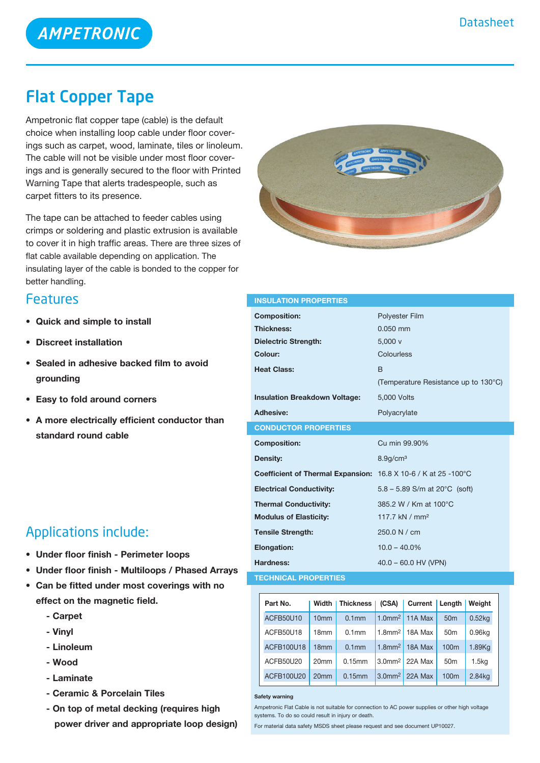# Flat Copper Tape

Ampetronic flat copper tape (cable) is the default choice when installing loop cable under floor coverings such as carpet, wood, laminate, tiles or linoleum. The cable will not be visible under most floor coverings and is generally secured to the floor with Printed Warning Tape that alerts tradespeople, such as carpet fitters to its presence.

The tape can be attached to feeder cables using crimps or soldering and plastic extrusion is available to cover it in high traffic areas. There are three sizes of flat cable available depending on application. The insulating layer of the cable is bonded to the copper for better handling.

## Features

- **Quick and simple to install**
- **Discreet installation**
- **Sealed in adhesive backed film to avoid grounding**
- **Easy to fold around corners**
- **A more electrically efficient conductor than standard round cable**

## Applications include:

- **Under floor finish - Perimeter loops**
- **Under floor finish - Multiloops / Phased Arrays**
- **Can be fitted under most coverings with no effect on the magnetic field.**
  - **- Carpet**
  - **- Vinyl**
  - **- Linoleum**
  - **- Wood**
  - **- Laminate**
  - **- Ceramic & Porcelain Tiles**
  - **- On top of metal decking (requires high power driver and appropriate loop design)**

### INSULATION PROPERTIES

| | |
|---|---|
| **Composition:** | Polyester Film |
| **Thickness:** | 0.050 mm |
| **Dielectric Strength:** | 5,000 v |
| **Colour:** | Colourless |
| **Heat Class:** | B (Temperature Resistance up to 130°C) |
| **Insulation Breakdown Voltage:** | 5,000 Volts |
| **Adhesive:** | Polyacrylate |

### CONDUCTOR PROPERTIES

| | |
|---|---|
| **Composition:** | Cu min 99.90% |
| **Density:** | 8.9g/cm³ |
| **Coefficient of Thermal Expansion:** | 16.8 X 10-6 / K at 25 -100°C |
| **Electrical Conductivity:** | 5.8 – 5.89 S/m at 20°C (soft) |
| **Thermal Conductivity:** | 385.2 W / Km at 100°C |
| **Modulus of Elasticity:** | 117.7 kN / mm² |
| **Tensile Strength:** | 250.0 N / cm |
| **Elongation:** | 10.0 – 40.0% |
| **Hardness:** | 40.0 – 60.0 HV (VPN) |

### TECHNICAL PROPERTIES

| Part No. | Width | Thickness | (CSA) | Current | Length | Weight |
|---|---|---|---|---|---|---|
| ACFB50U10 | 10mm | 0.1mm | 1.0mm² | 11A Max | 50m | 0.52kg |
| ACFB50U18 | 18mm | 0.1mm | 1.8mm² | 18A Max | 50m | 0.96kg |
| ACFB100U18 | 18mm | 0.1mm | 1.8mm² | 18A Max | 100m | 1.89Kg |
| ACFB50U20 | 20mm | 0.15mm | 3.0mm² | 22A Max | 50m | 1.5kg |
| ACFB100U20 | 20mm | 0.15mm | 3.0mm² | 22A Max | 100m | 2.84kg |

**Safety warning**

Ampetronic Flat Cable is not suitable for connection to AC power supplies or other high voltage systems. To do so could result in injury or death.

For material data safety MSDS sheet please request and see document UP10027.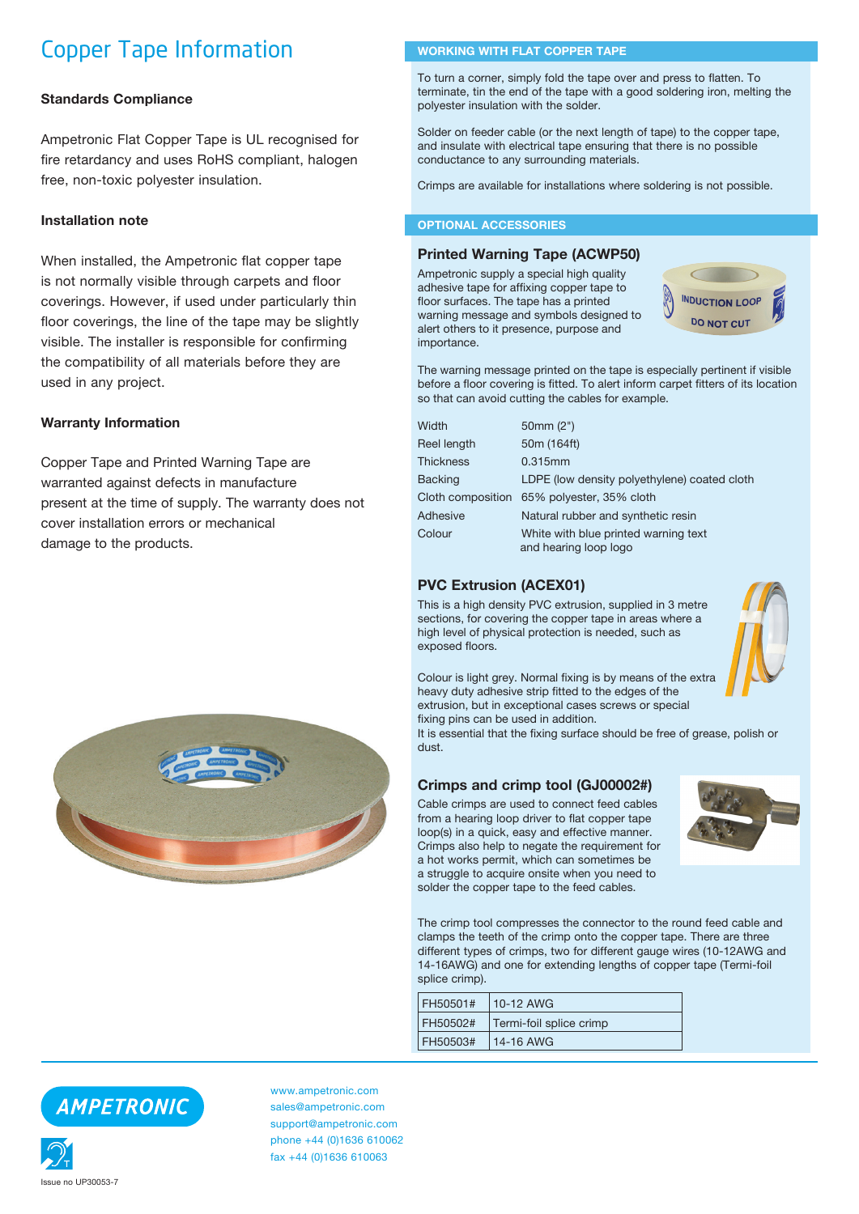# Copper Tape Information

**Standards Compliance**

Ampetronic Flat Copper Tape is UL recognised for fire retardancy and uses RoHS compliant, halogen free, non-toxic polyester insulation.

**Installation note**

When installed, the Ampetronic flat copper tape is not normally visible through carpets and floor coverings. However, if used under particularly thin floor coverings, the line of the tape may be slightly visible. The installer is responsible for confirming the compatibility of all materials before they are used in any project.

**Warranty Information**

Copper Tape and Printed Warning Tape are warranted against defects in manufacture present at the time of supply. The warranty does not cover installation errors or mechanical damage to the products.

## WORKING WITH FLAT COPPER TAPE

To turn a corner, simply fold the tape over and press to flatten. To terminate, tin the end of the tape with a good soldering iron, melting the polyester insulation with the solder.

Solder on feeder cable (or the next length of tape) to the copper tape, and insulate with electrical tape ensuring that there is no possible conductance to any surrounding materials.

Crimps are available for installations where soldering is not possible.

## OPTIONAL ACCESSORIES

### Printed Warning Tape (ACWP50)

Ampetronic supply a special high quality adhesive tape for affixing copper tape to floor surfaces. The tape has a printed warning message and symbols designed to alert others to it presence, purpose and importance.

The warning message printed on the tape is especially pertinent if visible before a floor covering is fitted. To alert inform carpet fitters of its location so that can avoid cutting the cables for example.

| | |
|---|---|
| Width | 50mm (2") |
| Reel length | 50m (164ft) |
| Thickness | 0.315mm |
| Backing | LDPE (low density polyethylene) coated cloth |
| Cloth composition | 65% polyester, 35% cloth |
| Adhesive | Natural rubber and synthetic resin |
| Colour | White with blue printed warning text and hearing loop logo |

### PVC Extrusion (ACEX01)

This is a high density PVC extrusion, supplied in 3 metre sections, for covering the copper tape in areas where a high level of physical protection is needed, such as exposed floors.

Colour is light grey. Normal fixing is by means of the extra heavy duty adhesive strip fitted to the edges of the extrusion, but in exceptional cases screws or special fixing pins can be used in addition.
It is essential that the fixing surface should be free of grease, polish or dust.

### Crimps and crimp tool (GJ00002#)

Cable crimps are used to connect feed cables from a hearing loop driver to flat copper tape loop(s) in a quick, easy and effective manner. Crimps also help to negate the requirement for a hot works permit, which can sometimes be a struggle to acquire onsite when you need to solder the copper tape to the feed cables.

The crimp tool compresses the connector to the round feed cable and clamps the teeth of the crimp onto the copper tape. There are three different types of crimps, two for different gauge wires (10-12AWG and 14-16AWG) and one for extending lengths of copper tape (Termi-foil splice crimp).

| | |
|---|---|
| FH50501# | 10-12 AWG |
| FH50502# | Termi-foil splice crimp |
| FH50503# | 14-16 AWG |

AMPETRONIC

www.ampetronic.com
sales@ampetronic.com
support@ampetronic.com
phone +44 (0)1636 610062
fax +44 (0)1636 610063

Issue no UP30053-7